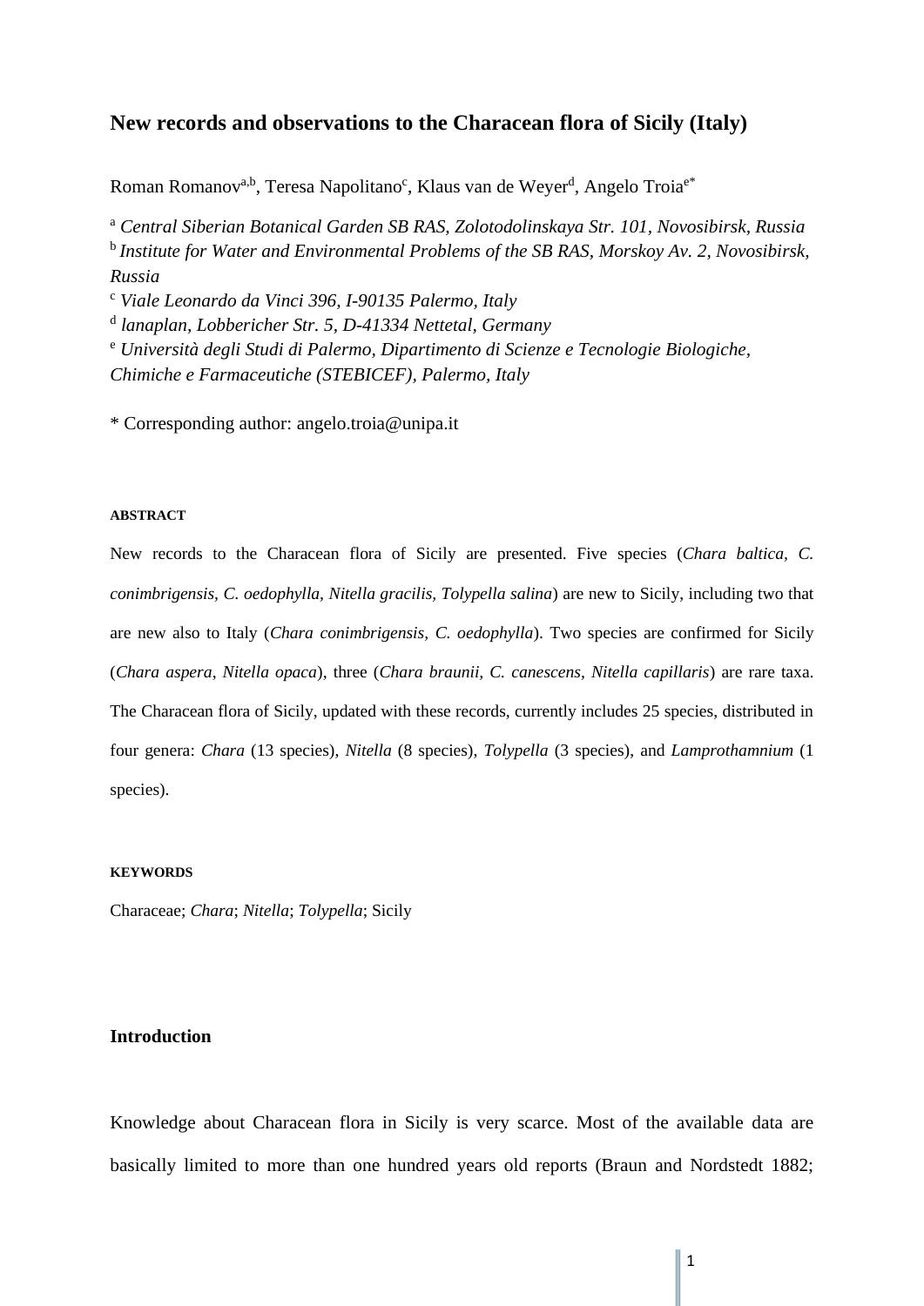# New records and observations to the Characean flora of Sicily (Italy)

Roman Romanov[a,b], Teresa Napolitano[c], Klaus van de Weyer[d], Angelo Troia[e*]

[a] *Central Siberian Botanical Garden SB RAS, Zolotodolinskaya Str. 101, Novosibirsk, Russia*
[b] *Institute for Water and Environmental Problems of the SB RAS, Morskoy Av. 2, Novosibirsk, Russia*
[c] *Viale Leonardo da Vinci 396, I-90135 Palermo, Italy*
[d] *lanaplan, Lobbericher Str. 5, D-41334 Nettetal, Germany*
[e] *Università degli Studi di Palermo, Dipartimento di Scienze e Tecnologie Biologiche, Chimiche e Farmaceutiche (STEBICEF), Palermo, Italy*

* Corresponding author: angelo.troia@unipa.it

###### ABSTRACT

New records to the Characean flora of Sicily are presented. Five species (*Chara baltica, C. conimbrigensis, C. oedophylla, Nitella gracilis, Tolypella salina*) are new to Sicily, including two that are new also to Italy (*Chara conimbrigensis, C. oedophylla*). Two species are confirmed for Sicily (*Chara aspera, Nitella opaca*), three (*Chara braunii, C. canescens, Nitella capillaris*) are rare taxa. The Characean flora of Sicily, updated with these records, currently includes 25 species, distributed in four genera: *Chara* (13 species), *Nitella* (8 species), *Tolypella* (3 species), and *Lamprothamnium* (1 species).

###### KEYWORDS

Characeae; *Chara*; *Nitella*; *Tolypella*; Sicily

## Introduction

Knowledge about Characean flora in Sicily is very scarce. Most of the available data are basically limited to more than one hundred years old reports (Braun and Nordstedt 1882;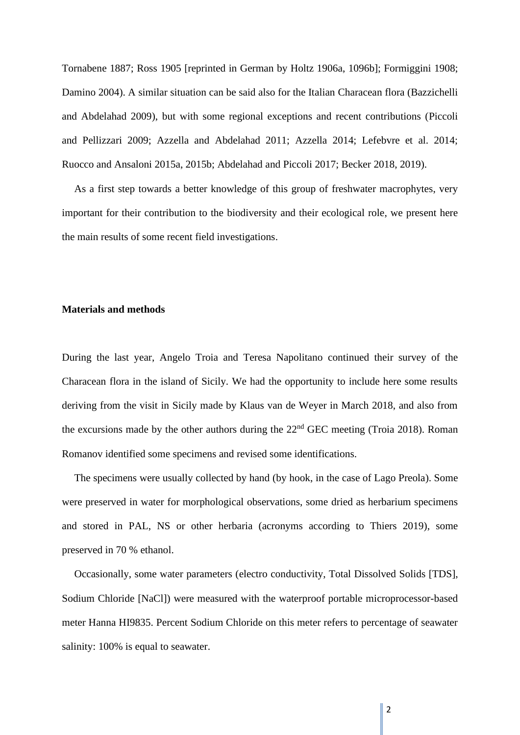Tornabene 1887; Ross 1905 [reprinted in German by Holtz 1906a, 1096b]; Formiggini 1908; Damino 2004). A similar situation can be said also for the Italian Characean flora (Bazzichelli and Abdelahad 2009), but with some regional exceptions and recent contributions (Piccoli and Pellizzari 2009; Azzella and Abdelahad 2011; Azzella 2014; Lefebvre et al. 2014; Ruocco and Ansaloni 2015a, 2015b; Abdelahad and Piccoli 2017; Becker 2018, 2019).

As a first step towards a better knowledge of this group of freshwater macrophytes, very important for their contribution to the biodiversity and their ecological role, we present here the main results of some recent field investigations.

**Materials and methods**

During the last year, Angelo Troia and Teresa Napolitano continued their survey of the Characean flora in the island of Sicily. We had the opportunity to include here some results deriving from the visit in Sicily made by Klaus van de Weyer in March 2018, and also from the excursions made by the other authors during the 22nd GEC meeting (Troia 2018). Roman Romanov identified some specimens and revised some identifications.

The specimens were usually collected by hand (by hook, in the case of Lago Preola). Some were preserved in water for morphological observations, some dried as herbarium specimens and stored in PAL, NS or other herbaria (acronyms according to Thiers 2019), some preserved in 70 % ethanol.

Occasionally, some water parameters (electro conductivity, Total Dissolved Solids [TDS], Sodium Chloride [NaCl]) were measured with the waterproof portable microprocessor-based meter Hanna HI9835. Percent Sodium Chloride on this meter refers to percentage of seawater salinity: 100% is equal to seawater.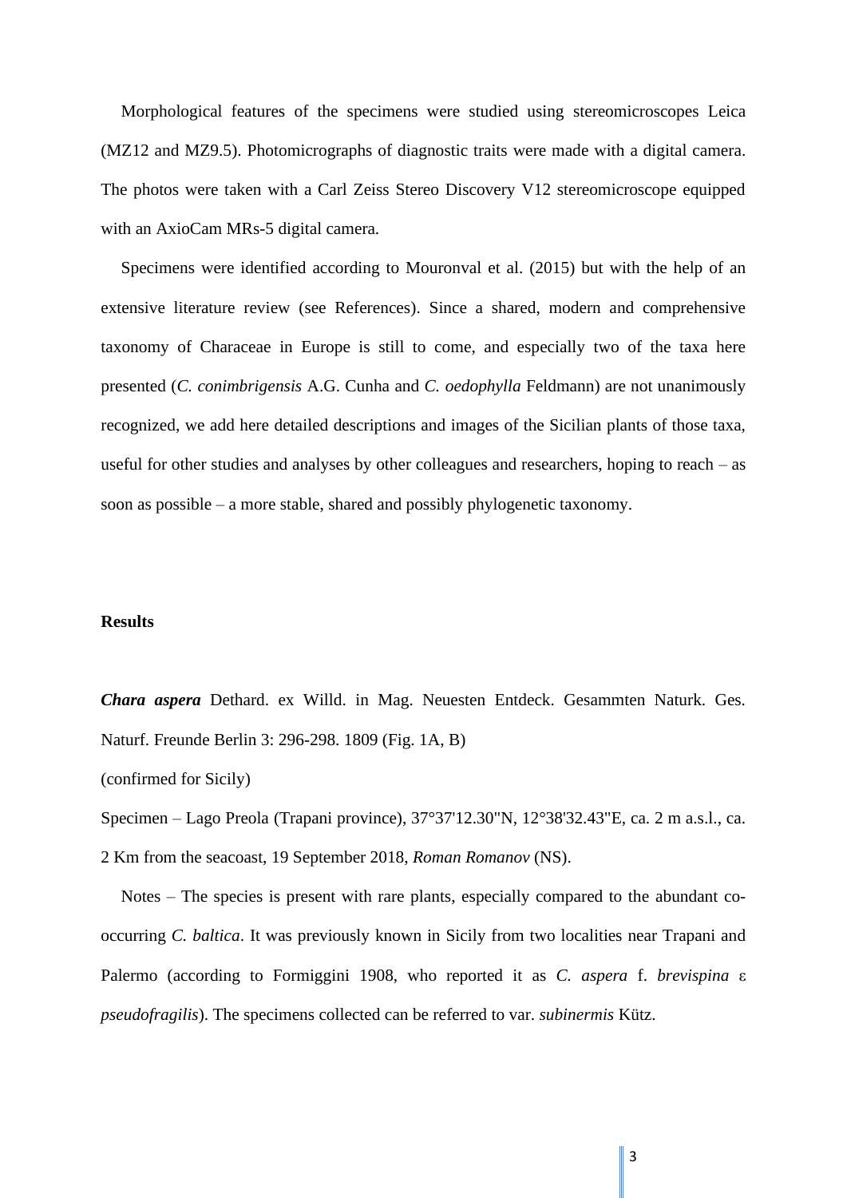Morphological features of the specimens were studied using stereomicroscopes Leica (MZ12 and MZ9.5). Photomicrographs of diagnostic traits were made with a digital camera. The photos were taken with a Carl Zeiss Stereo Discovery V12 stereomicroscope equipped with an AxioCam MRs-5 digital camera.

Specimens were identified according to Mouronval et al. (2015) but with the help of an extensive literature review (see References). Since a shared, modern and comprehensive taxonomy of Characeae in Europe is still to come, and especially two of the taxa here presented (*C. conimbrigensis* A.G. Cunha and *C. oedophylla* Feldmann) are not unanimously recognized, we add here detailed descriptions and images of the Sicilian plants of those taxa, useful for other studies and analyses by other colleagues and researchers, hoping to reach – as soon as possible – a more stable, shared and possibly phylogenetic taxonomy.

## Results

***Chara aspera*** Dethard. ex Willd. in Mag. Neuesten Entdeck. Gesammten Naturk. Ges. Naturf. Freunde Berlin 3: 296-298. 1809 (Fig. 1A, B)

(confirmed for Sicily)

Specimen – Lago Preola (Trapani province), 37°37'12.30"N, 12°38'32.43"E, ca. 2 m a.s.l., ca. 2 Km from the seacoast, 19 September 2018, *Roman Romanov* (NS).

Notes – The species is present with rare plants, especially compared to the abundant co-occurring *C. baltica*. It was previously known in Sicily from two localities near Trapani and Palermo (according to Formiggini 1908, who reported it as *C. aspera* f. *brevispina* ε *pseudofragilis*). The specimens collected can be referred to var. *subinermis* Kütz.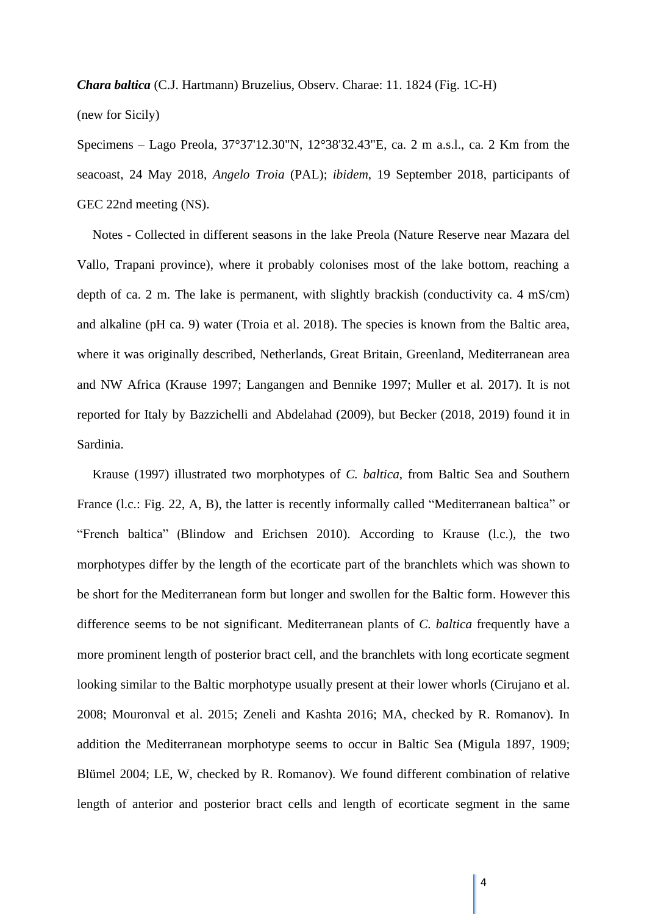***Chara baltica*** (C.J. Hartmann) Bruzelius, Observ. Charae: 11. 1824 (Fig. 1C-H)

(new for Sicily)

Specimens – Lago Preola, 37°37'12.30"N, 12°38'32.43"E, ca. 2 m a.s.l., ca. 2 Km from the seacoast, 24 May 2018, *Angelo Troia* (PAL); *ibidem*, 19 September 2018, participants of GEC 22nd meeting (NS).

Notes - Collected in different seasons in the lake Preola (Nature Reserve near Mazara del Vallo, Trapani province), where it probably colonises most of the lake bottom, reaching a depth of ca. 2 m. The lake is permanent, with slightly brackish (conductivity ca. 4 mS/cm) and alkaline (pH ca. 9) water (Troia et al. 2018). The species is known from the Baltic area, where it was originally described, Netherlands, Great Britain, Greenland, Mediterranean area and NW Africa (Krause 1997; Langangen and Bennike 1997; Muller et al. 2017). It is not reported for Italy by Bazzichelli and Abdelahad (2009), but Becker (2018, 2019) found it in Sardinia.

Krause (1997) illustrated two morphotypes of *C. baltica*, from Baltic Sea and Southern France (l.c.: Fig. 22, A, B), the latter is recently informally called "Mediterranean baltica" or "French baltica" (Blindow and Erichsen 2010). According to Krause (l.c.), the two morphotypes differ by the length of the ecorticate part of the branchlets which was shown to be short for the Mediterranean form but longer and swollen for the Baltic form. However this difference seems to be not significant. Mediterranean plants of *C. baltica* frequently have a more prominent length of posterior bract cell, and the branchlets with long ecorticate segment looking similar to the Baltic morphotype usually present at their lower whorls (Cirujano et al. 2008; Mouronval et al. 2015; Zeneli and Kashta 2016; MA, checked by R. Romanov). In addition the Mediterranean morphotype seems to occur in Baltic Sea (Migula 1897, 1909; Blümel 2004; LE, W, checked by R. Romanov). We found different combination of relative length of anterior and posterior bract cells and length of ecorticate segment in the same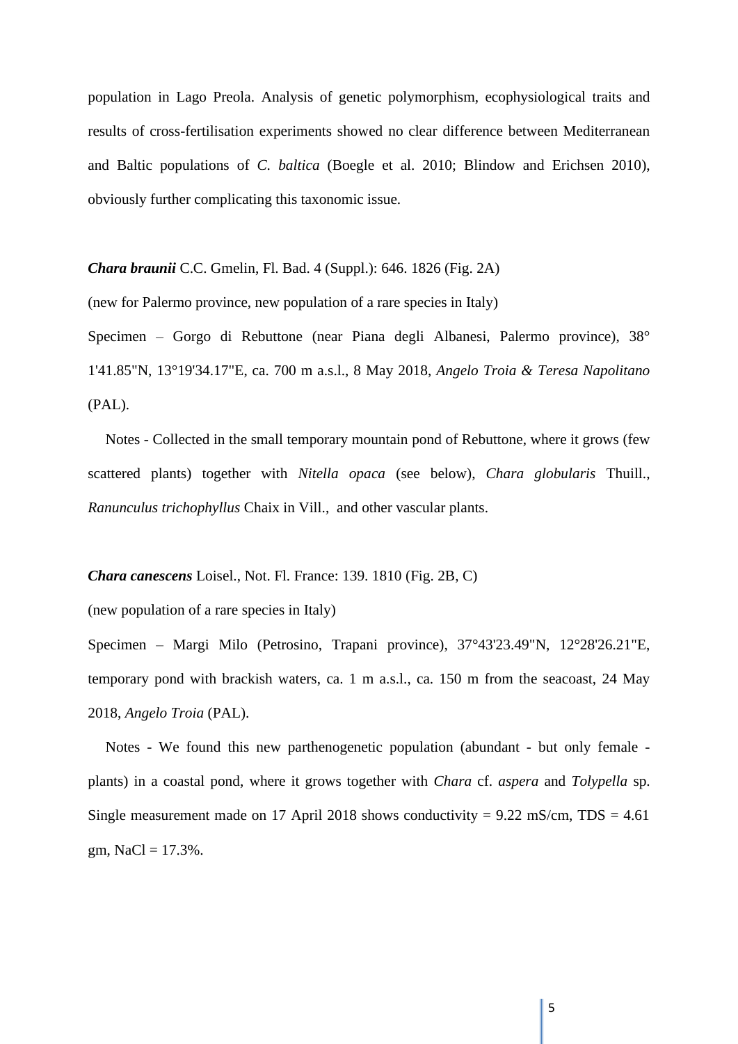population in Lago Preola. Analysis of genetic polymorphism, ecophysiological traits and results of cross-fertilisation experiments showed no clear difference between Mediterranean and Baltic populations of *C. baltica* (Boegle et al. 2010; Blindow and Erichsen 2010), obviously further complicating this taxonomic issue.

***Chara braunii*** C.C. Gmelin, Fl. Bad. 4 (Suppl.): 646. 1826 (Fig. 2A)

(new for Palermo province, new population of a rare species in Italy)

Specimen – Gorgo di Rebuttone (near Piana degli Albanesi, Palermo province), 38° 1'41.85"N, 13°19'34.17"E, ca. 700 m a.s.l., 8 May 2018, *Angelo Troia & Teresa Napolitano* (PAL).

Notes - Collected in the small temporary mountain pond of Rebuttone, where it grows (few scattered plants) together with *Nitella opaca* (see below), *Chara globularis* Thuill., *Ranunculus trichophyllus* Chaix in Vill., and other vascular plants.

***Chara canescens*** Loisel., Not. Fl. France: 139. 1810 (Fig. 2B, C)

(new population of a rare species in Italy)

Specimen – Margi Milo (Petrosino, Trapani province), 37°43'23.49"N, 12°28'26.21"E, temporary pond with brackish waters, ca. 1 m a.s.l., ca. 150 m from the seacoast, 24 May 2018, *Angelo Troia* (PAL).

Notes - We found this new parthenogenetic population (abundant - but only female - plants) in a coastal pond, where it grows together with *Chara* cf. *aspera* and *Tolypella* sp. Single measurement made on 17 April 2018 shows conductivity = 9.22 mS/cm, TDS = 4.61 gm, NaCl = 17.3%.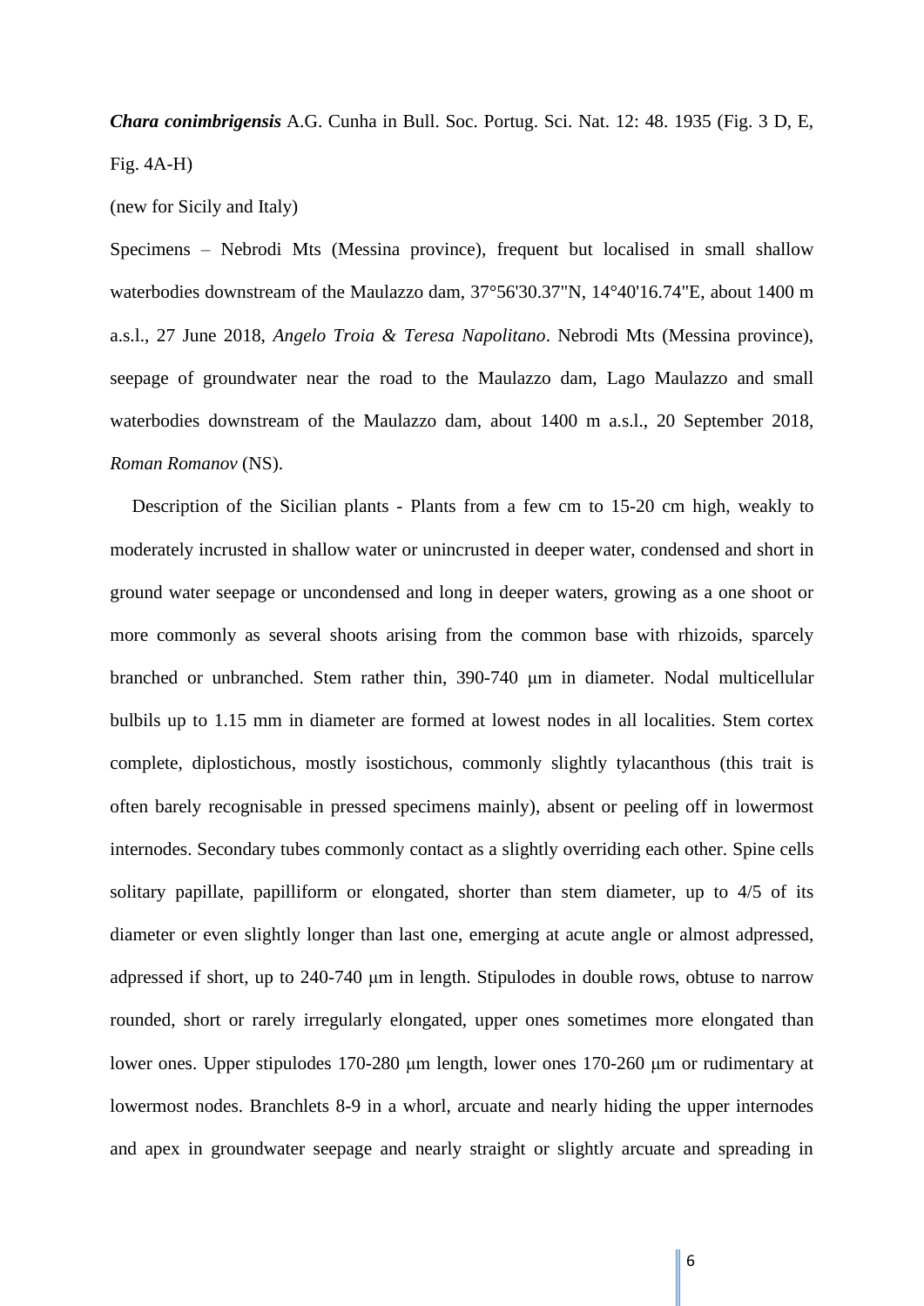***Chara conimbrigensis*** A.G. Cunha in Bull. Soc. Portug. Sci. Nat. 12: 48. 1935 (Fig. 3 D, E, Fig. 4A-H)

(new for Sicily and Italy)

Specimens – Nebrodi Mts (Messina province), frequent but localised in small shallow waterbodies downstream of the Maulazzo dam, 37°56'30.37"N, 14°40'16.74"E, about 1400 m a.s.l., 27 June 2018, *Angelo Troia & Teresa Napolitano*. Nebrodi Mts (Messina province), seepage of groundwater near the road to the Maulazzo dam, Lago Maulazzo and small waterbodies downstream of the Maulazzo dam, about 1400 m a.s.l., 20 September 2018, *Roman Romanov* (NS).

Description of the Sicilian plants - Plants from a few cm to 15-20 cm high, weakly to moderately incrusted in shallow water or unincrusted in deeper water, condensed and short in ground water seepage or uncondensed and long in deeper waters, growing as a one shoot or more commonly as several shoots arising from the common base with rhizoids, sparcely branched or unbranched. Stem rather thin, 390-740 μm in diameter. Nodal multicellular bulbils up to 1.15 mm in diameter are formed at lowest nodes in all localities. Stem cortex complete, diplostichous, mostly isostichous, commonly slightly tylacanthous (this trait is often barely recognisable in pressed specimens mainly), absent or peeling off in lowermost internodes. Secondary tubes commonly contact as a slightly overriding each other. Spine cells solitary papillate, papilliform or elongated, shorter than stem diameter, up to 4/5 of its diameter or even slightly longer than last one, emerging at acute angle or almost adpressed, adpressed if short, up to 240-740 μm in length. Stipulodes in double rows, obtuse to narrow rounded, short or rarely irregularly elongated, upper ones sometimes more elongated than lower ones. Upper stipulodes 170-280 μm length, lower ones 170-260 μm or rudimentary at lowermost nodes. Branchlets 8-9 in a whorl, arcuate and nearly hiding the upper internodes and apex in groundwater seepage and nearly straight or slightly arcuate and spreading in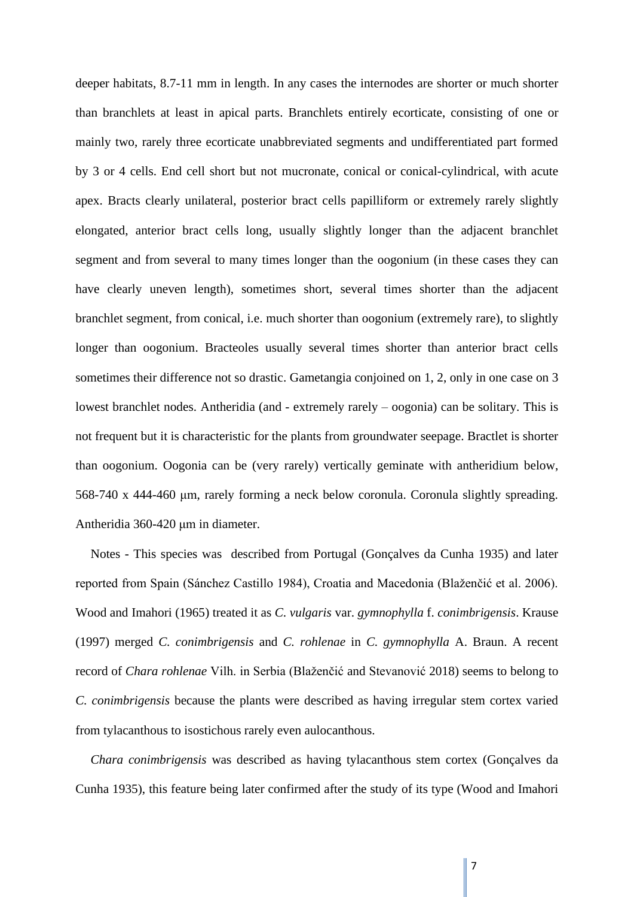deeper habitats, 8.7-11 mm in length. In any cases the internodes are shorter or much shorter than branchlets at least in apical parts. Branchlets entirely ecorticate, consisting of one or mainly two, rarely three ecorticate unabbreviated segments and undifferentiated part formed by 3 or 4 cells. End cell short but not mucronate, conical or conical-cylindrical, with acute apex. Bracts clearly unilateral, posterior bract cells papilliform or extremely rarely slightly elongated, anterior bract cells long, usually slightly longer than the adjacent branchlet segment and from several to many times longer than the oogonium (in these cases they can have clearly uneven length), sometimes short, several times shorter than the adjacent branchlet segment, from conical, i.e. much shorter than oogonium (extremely rare), to slightly longer than oogonium. Bracteoles usually several times shorter than anterior bract cells sometimes their difference not so drastic. Gametangia conjoined on 1, 2, only in one case on 3 lowest branchlet nodes. Antheridia (and - extremely rarely – oogonia) can be solitary. This is not frequent but it is characteristic for the plants from groundwater seepage. Bractlet is shorter than oogonium. Oogonia can be (very rarely) vertically geminate with antheridium below, 568-740 x 444-460 μm, rarely forming a neck below coronula. Coronula slightly spreading. Antheridia 360-420 μm in diameter.

Notes - This species was described from Portugal (Gonçalves da Cunha 1935) and later reported from Spain (Sánchez Castillo 1984), Croatia and Macedonia (Blaženčić et al. 2006). Wood and Imahori (1965) treated it as *C. vulgaris* var. *gymnophylla* f. *conimbrigensis*. Krause (1997) merged *C. conimbrigensis* and *C. rohlenae* in *C. gymnophylla* A. Braun. A recent record of *Chara rohlenae* Vilh. in Serbia (Blaženčić and Stevanović 2018) seems to belong to *C. conimbrigensis* because the plants were described as having irregular stem cortex varied from tylacanthous to isostichous rarely even aulocanthous.

*Chara conimbrigensis* was described as having tylacanthous stem cortex (Gonçalves da Cunha 1935), this feature being later confirmed after the study of its type (Wood and Imahori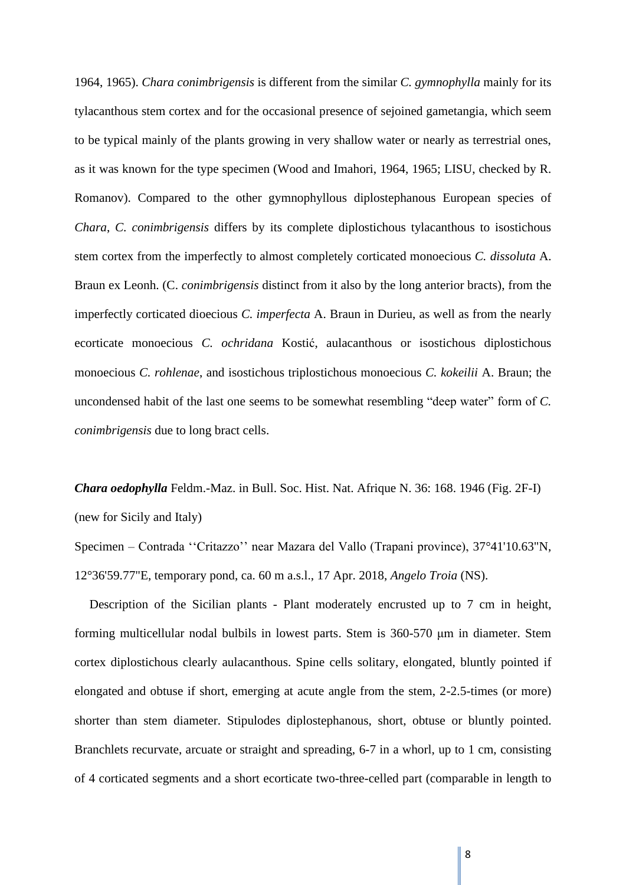1964, 1965). *Chara conimbrigensis* is different from the similar *C. gymnophylla* mainly for its tylacanthous stem cortex and for the occasional presence of sejoined gametangia, which seem to be typical mainly of the plants growing in very shallow water or nearly as terrestrial ones, as it was known for the type specimen (Wood and Imahori, 1964, 1965; LISU, checked by R. Romanov). Compared to the other gymnophyllous diplostephanous European species of *Chara*, *C. conimbrigensis* differs by its complete diplostichous tylacanthous to isostichous stem cortex from the imperfectly to almost completely corticated monoecious *C. dissoluta* A. Braun ex Leonh. (C. *conimbrigensis* distinct from it also by the long anterior bracts), from the imperfectly corticated dioecious *C. imperfecta* A. Braun in Durieu, as well as from the nearly ecorticate monoecious *C. ochridana* Kostić, aulacanthous or isostichous diplostichous monoecious *C. rohlenae*, and isostichous triplostichous monoecious *C. kokeilii* A. Braun; the uncondensed habit of the last one seems to be somewhat resembling "deep water" form of *C. conimbrigensis* due to long bract cells.

***Chara oedophylla*** Feldm.-Maz. in Bull. Soc. Hist. Nat. Afrique N. 36: 168. 1946 (Fig. 2F-I) (new for Sicily and Italy)

Specimen – Contrada ''Critazzo'' near Mazara del Vallo (Trapani province), 37°41'10.63"N, 12°36'59.77"E, temporary pond, ca. 60 m a.s.l., 17 Apr. 2018, *Angelo Troia* (NS).

Description of the Sicilian plants - Plant moderately encrusted up to 7 cm in height, forming multicellular nodal bulbils in lowest parts. Stem is 360-570 μm in diameter. Stem cortex diplostichous clearly aulacanthous. Spine cells solitary, elongated, bluntly pointed if elongated and obtuse if short, emerging at acute angle from the stem, 2-2.5-times (or more) shorter than stem diameter. Stipulodes diplostephanous, short, obtuse or bluntly pointed. Branchlets recurvate, arcuate or straight and spreading, 6-7 in a whorl, up to 1 cm, consisting of 4 corticated segments and a short ecorticate two-three-celled part (comparable in length to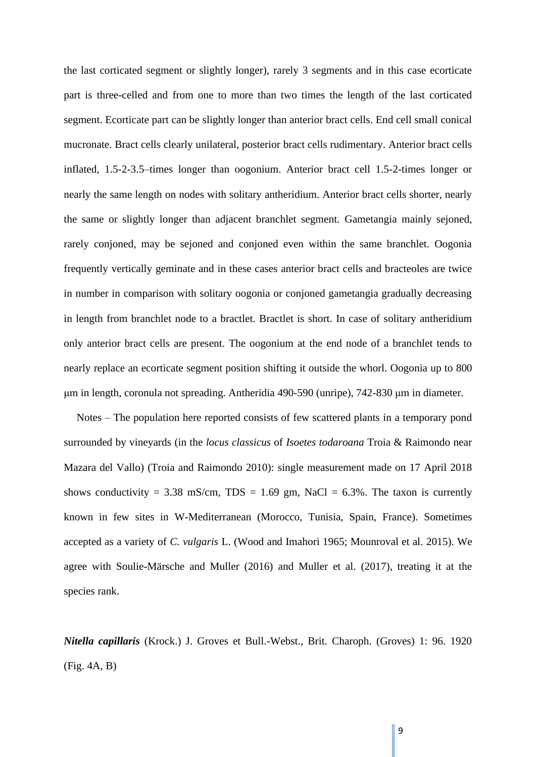the last corticated segment or slightly longer), rarely 3 segments and in this case ecorticate part is three-celled and from one to more than two times the length of the last corticated segment. Ecorticate part can be slightly longer than anterior bract cells. End cell small conical mucronate. Bract cells clearly unilateral, posterior bract cells rudimentary. Anterior bract cells inflated, 1.5-2-3.5–times longer than oogonium. Anterior bract cell 1.5-2-times longer or nearly the same length on nodes with solitary antheridium. Anterior bract cells shorter, nearly the same or slightly longer than adjacent branchlet segment. Gametangia mainly sejoned, rarely conjoned, may be sejoned and conjoned even within the same branchlet. Oogonia frequently vertically geminate and in these cases anterior bract cells and bracteoles are twice in number in comparison with solitary oogonia or conjoned gametangia gradually decreasing in length from branchlet node to a bractlet. Bractlet is short. In case of solitary antheridium only anterior bract cells are present. The oogonium at the end node of a branchlet tends to nearly replace an ecorticate segment position shifting it outside the whorl. Oogonia up to 800 μm in length, coronula not spreading. Antheridia 490-590 (unripe), 742-830 μm in diameter.

Notes – The population here reported consists of few scattered plants in a temporary pond surrounded by vineyards (in the *locus classicus* of *Isoetes todaroana* Troia & Raimondo near Mazara del Vallo) (Troia and Raimondo 2010): single measurement made on 17 April 2018 shows conductivity = 3.38 mS/cm, TDS = 1.69 gm, NaCl = 6.3%. The taxon is currently known in few sites in W-Mediterranean (Morocco, Tunisia, Spain, France). Sometimes accepted as a variety of *C. vulgaris* L. (Wood and Imahori 1965; Mounroval et al. 2015). We agree with Soulie-Märsche and Muller (2016) and Muller et al. (2017), treating it at the species rank.

***Nitella capillaris*** (Krock.) J. Groves et Bull.-Webst., Brit. Charoph. (Groves) 1: 96. 1920 (Fig. 4A, B)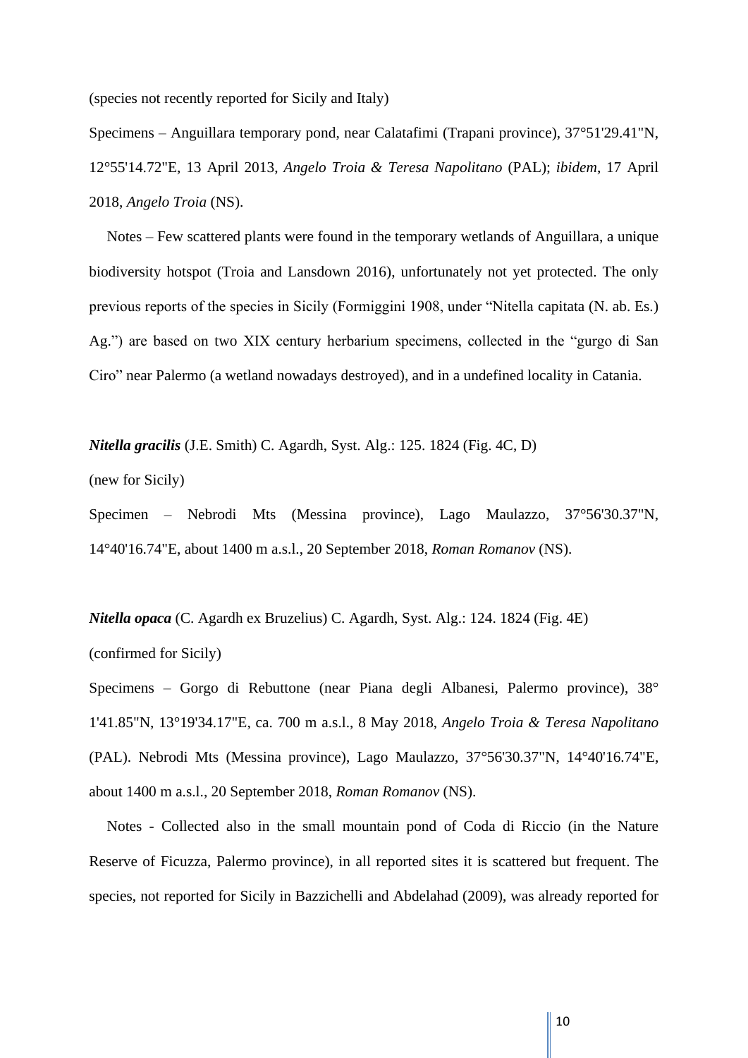(species not recently reported for Sicily and Italy)

Specimens – Anguillara temporary pond, near Calatafimi (Trapani province), 37°51'29.41"N, 12°55'14.72"E, 13 April 2013, *Angelo Troia & Teresa Napolitano* (PAL); *ibidem*, 17 April 2018, *Angelo Troia* (NS).

Notes – Few scattered plants were found in the temporary wetlands of Anguillara, a unique biodiversity hotspot (Troia and Lansdown 2016), unfortunately not yet protected. The only previous reports of the species in Sicily (Formiggini 1908, under "Nitella capitata (N. ab. Es.) Ag.") are based on two XIX century herbarium specimens, collected in the "gurgo di San Ciro" near Palermo (a wetland nowadays destroyed), and in a undefined locality in Catania.

***Nitella gracilis*** (J.E. Smith) C. Agardh, Syst. Alg.: 125. 1824 (Fig. 4C, D)

(new for Sicily)

Specimen – Nebrodi Mts (Messina province), Lago Maulazzo, 37°56'30.37"N, 14°40'16.74"E, about 1400 m a.s.l., 20 September 2018, *Roman Romanov* (NS).

***Nitella opaca*** (C. Agardh ex Bruzelius) C. Agardh, Syst. Alg.: 124. 1824 (Fig. 4E)

(confirmed for Sicily)

Specimens – Gorgo di Rebuttone (near Piana degli Albanesi, Palermo province), 38° 1'41.85"N, 13°19'34.17"E, ca. 700 m a.s.l., 8 May 2018, *Angelo Troia & Teresa Napolitano* (PAL). Nebrodi Mts (Messina province), Lago Maulazzo, 37°56'30.37"N, 14°40'16.74"E, about 1400 m a.s.l., 20 September 2018, *Roman Romanov* (NS).

Notes - Collected also in the small mountain pond of Coda di Riccio (in the Nature Reserve of Ficuzza, Palermo province), in all reported sites it is scattered but frequent. The species, not reported for Sicily in Bazzichelli and Abdelahad (2009), was already reported for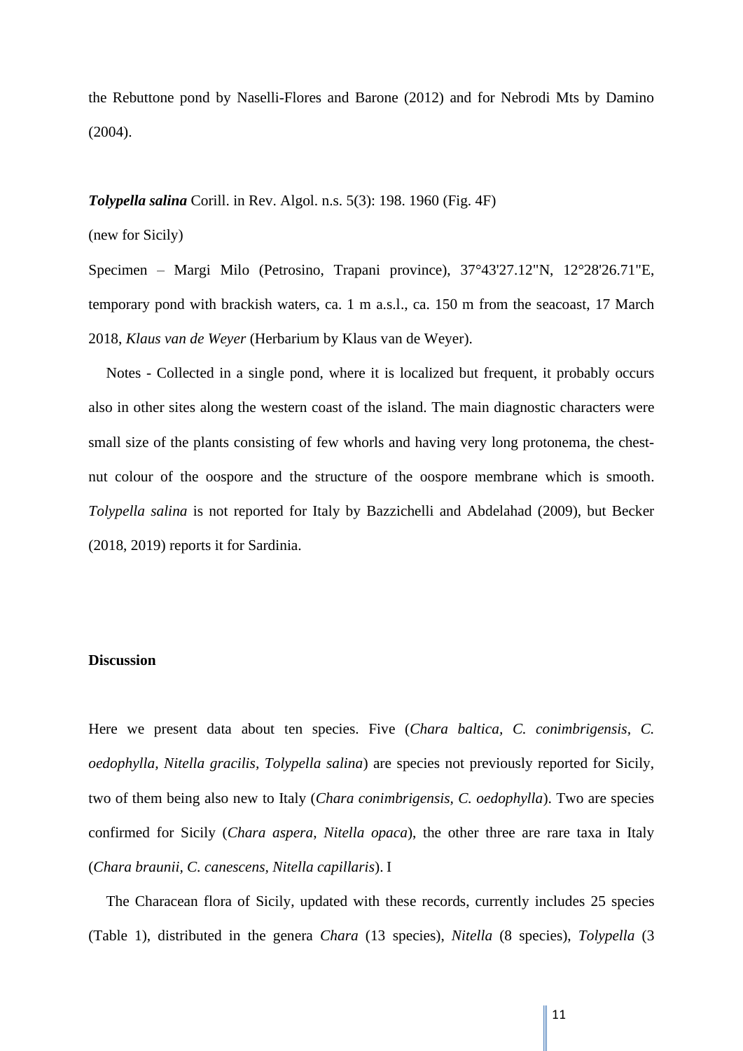the Rebuttone pond by Naselli-Flores and Barone (2012) and for Nebrodi Mts by Damino (2004).

***Tolypella salina*** Corill. in Rev. Algol. n.s. 5(3): 198. 1960 (Fig. 4F)

(new for Sicily)

Specimen – Margi Milo (Petrosino, Trapani province), 37°43'27.12"N, 12°28'26.71"E, temporary pond with brackish waters, ca. 1 m a.s.l., ca. 150 m from the seacoast, 17 March 2018, *Klaus van de Weyer* (Herbarium by Klaus van de Weyer).

Notes - Collected in a single pond, where it is localized but frequent, it probably occurs also in other sites along the western coast of the island. The main diagnostic characters were small size of the plants consisting of few whorls and having very long protonema, the chest-nut colour of the oospore and the structure of the oospore membrane which is smooth. *Tolypella salina* is not reported for Italy by Bazzichelli and Abdelahad (2009), but Becker (2018, 2019) reports it for Sardinia.

## Discussion

Here we present data about ten species. Five (*Chara baltica*, *C. conimbrigensis*, *C. oedophylla*, *Nitella gracilis*, *Tolypella salina*) are species not previously reported for Sicily, two of them being also new to Italy (*Chara conimbrigensis*, *C. oedophylla*). Two are species confirmed for Sicily (*Chara aspera*, *Nitella opaca*), the other three are rare taxa in Italy (*Chara braunii*, *C. canescens*, *Nitella capillaris*). I

The Characean flora of Sicily, updated with these records, currently includes 25 species (Table 1), distributed in the genera *Chara* (13 species), *Nitella* (8 species), *Tolypella* (3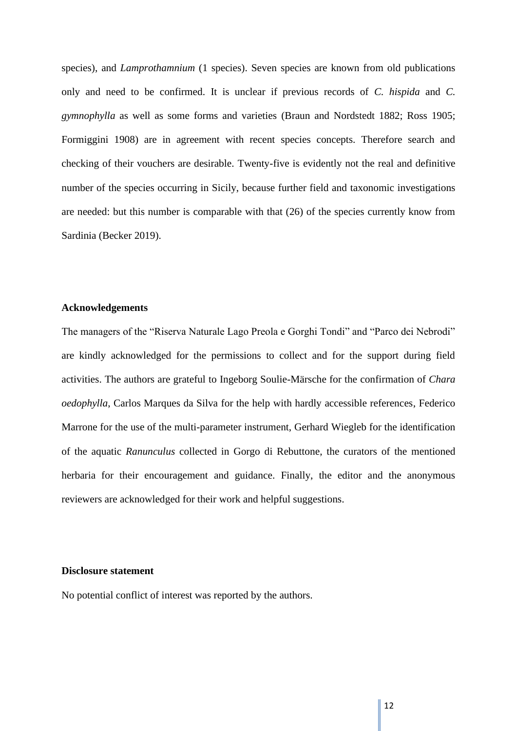species), and *Lamprothamnium* (1 species). Seven species are known from old publications only and need to be confirmed. It is unclear if previous records of *C. hispida* and *C. gymnophylla* as well as some forms and varieties (Braun and Nordstedt 1882; Ross 1905; Formiggini 1908) are in agreement with recent species concepts. Therefore search and checking of their vouchers are desirable. Twenty-five is evidently not the real and definitive number of the species occurring in Sicily, because further field and taxonomic investigations are needed: but this number is comparable with that (26) of the species currently know from Sardinia (Becker 2019).

**Acknowledgements**

The managers of the "Riserva Naturale Lago Preola e Gorghi Tondi" and "Parco dei Nebrodi" are kindly acknowledged for the permissions to collect and for the support during field activities. The authors are grateful to Ingeborg Soulie-Märsche for the confirmation of *Chara oedophylla*, Carlos Marques da Silva for the help with hardly accessible references, Federico Marrone for the use of the multi-parameter instrument, Gerhard Wiegleb for the identification of the aquatic *Ranunculus* collected in Gorgo di Rebuttone, the curators of the mentioned herbaria for their encouragement and guidance. Finally, the editor and the anonymous reviewers are acknowledged for their work and helpful suggestions.

**Disclosure statement**

No potential conflict of interest was reported by the authors.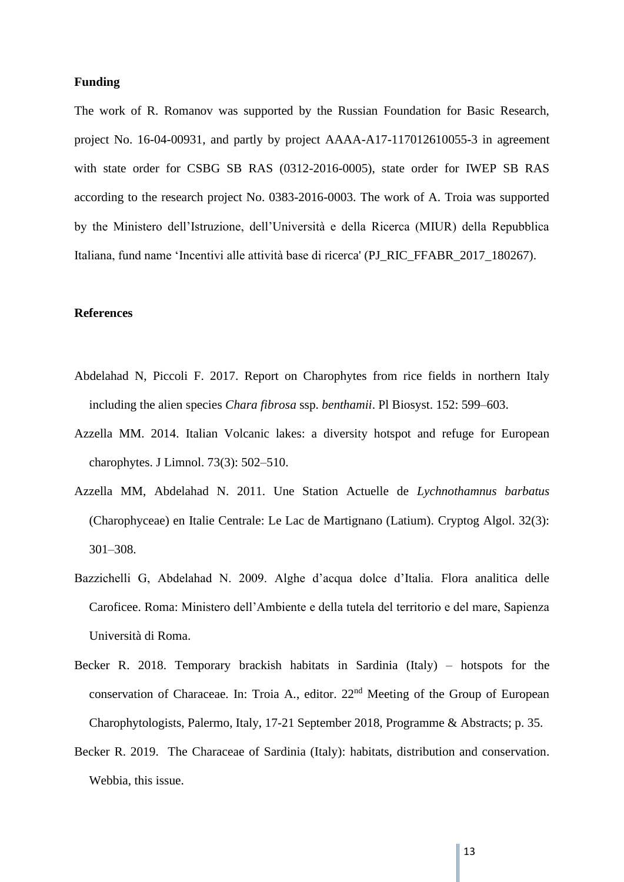**Funding**

The work of R. Romanov was supported by the Russian Foundation for Basic Research, project No. 16-04-00931, and partly by project AAAA-A17-117012610055-3 in agreement with state order for CSBG SB RAS (0312-2016-0005), state order for IWEP SB RAS according to the research project No. 0383-2016-0003. The work of A. Troia was supported by the Ministero dell'Istruzione, dell'Università e della Ricerca (MIUR) della Repubblica Italiana, fund name 'Incentivi alle attività base di ricerca' (PJ_RIC_FFABR_2017_180267).

**References**

Abdelahad N, Piccoli F. 2017. Report on Charophytes from rice fields in northern Italy including the alien species *Chara fibrosa* ssp. *benthamii*. Pl Biosyst. 152: 599–603.

Azzella MM. 2014. Italian Volcanic lakes: a diversity hotspot and refuge for European charophytes. J Limnol. 73(3): 502–510.

Azzella MM, Abdelahad N. 2011. Une Station Actuelle de *Lychnothamnus barbatus* (Charophyceae) en Italie Centrale: Le Lac de Martignano (Latium). Cryptog Algol. 32(3): 301–308.

Bazzichelli G, Abdelahad N. 2009. Alghe d'acqua dolce d'Italia. Flora analitica delle Caroficee. Roma: Ministero dell'Ambiente e della tutela del territorio e del mare, Sapienza Università di Roma.

Becker R. 2018. Temporary brackish habitats in Sardinia (Italy) – hotspots for the conservation of Characeae. In: Troia A., editor. 22nd Meeting of the Group of European Charophytologists, Palermo, Italy, 17-21 September 2018, Programme & Abstracts; p. 35.

Becker R. 2019. The Characeae of Sardinia (Italy): habitats, distribution and conservation. Webbia, this issue.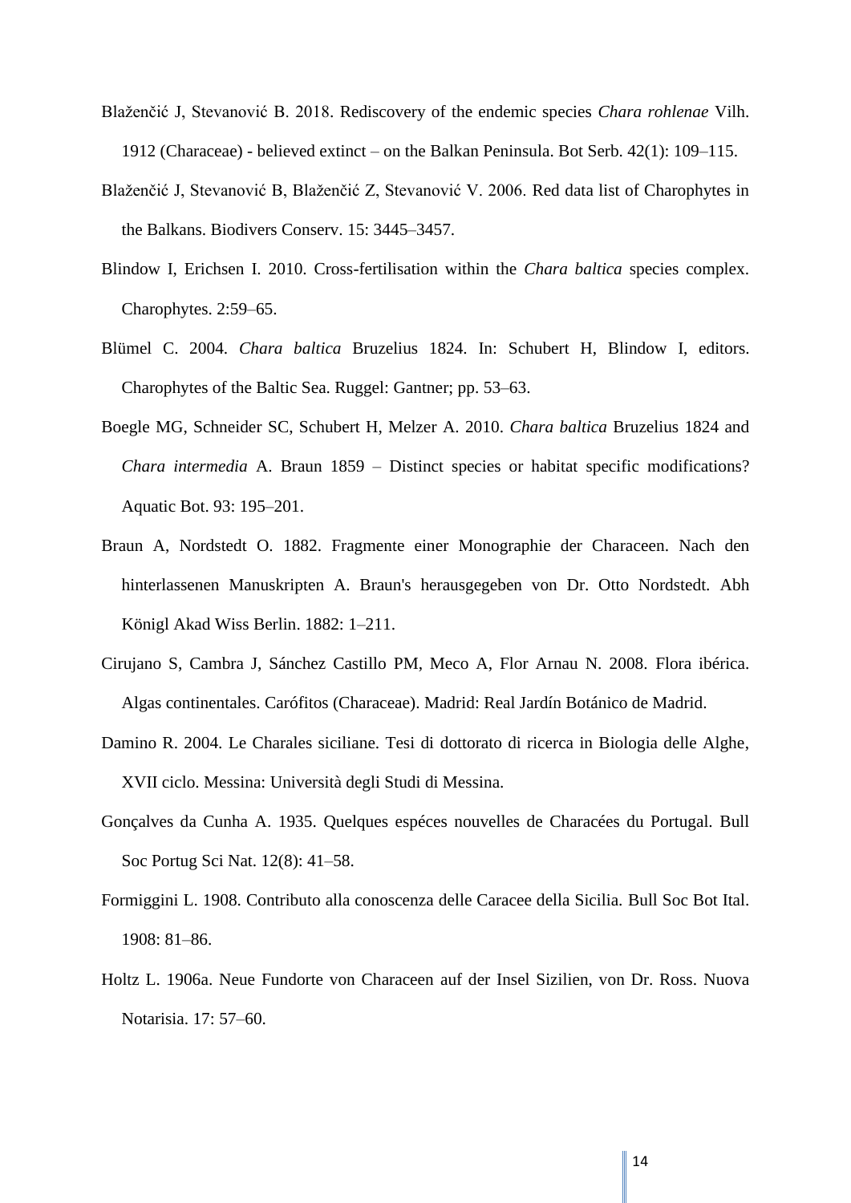Blaženčić J, Stevanović B. 2018. Rediscovery of the endemic species *Chara rohlenae* Vilh. 1912 (Characeae) - believed extinct – on the Balkan Peninsula. Bot Serb. 42(1): 109–115.

Blaženčić J, Stevanović B, Blaženčić Z, Stevanović V. 2006. Red data list of Charophytes in the Balkans. Biodivers Conserv. 15: 3445–3457.

Blindow I, Erichsen I. 2010. Cross-fertilisation within the *Chara baltica* species complex. Charophytes. 2:59–65.

Blümel C. 2004. *Chara baltica* Bruzelius 1824. In: Schubert H, Blindow I, editors. Charophytes of the Baltic Sea. Ruggel: Gantner; pp. 53–63.

Boegle MG, Schneider SC, Schubert H, Melzer A. 2010. *Chara baltica* Bruzelius 1824 and *Chara intermedia* A. Braun 1859 – Distinct species or habitat specific modifications? Aquatic Bot. 93: 195–201.

Braun A, Nordstedt O. 1882. Fragmente einer Monographie der Characeen. Nach den hinterlassenen Manuskripten A. Braun's herausgegeben von Dr. Otto Nordstedt. Abh Königl Akad Wiss Berlin. 1882: 1–211.

Cirujano S, Cambra J, Sánchez Castillo PM, Meco A, Flor Arnau N. 2008. Flora ibérica. Algas continentales. Carófitos (Characeae). Madrid: Real Jardín Botánico de Madrid.

Damino R. 2004. Le Charales siciliane. Tesi di dottorato di ricerca in Biologia delle Alghe, XVII ciclo. Messina: Università degli Studi di Messina.

Gonçalves da Cunha A. 1935. Quelques espéces nouvelles de Characées du Portugal. Bull Soc Portug Sci Nat. 12(8): 41–58.

Formiggini L. 1908. Contributo alla conoscenza delle Caracee della Sicilia. Bull Soc Bot Ital. 1908: 81–86.

Holtz L. 1906a. Neue Fundorte von Characeen auf der Insel Sizilien, von Dr. Ross. Nuova Notarisia. 17: 57–60.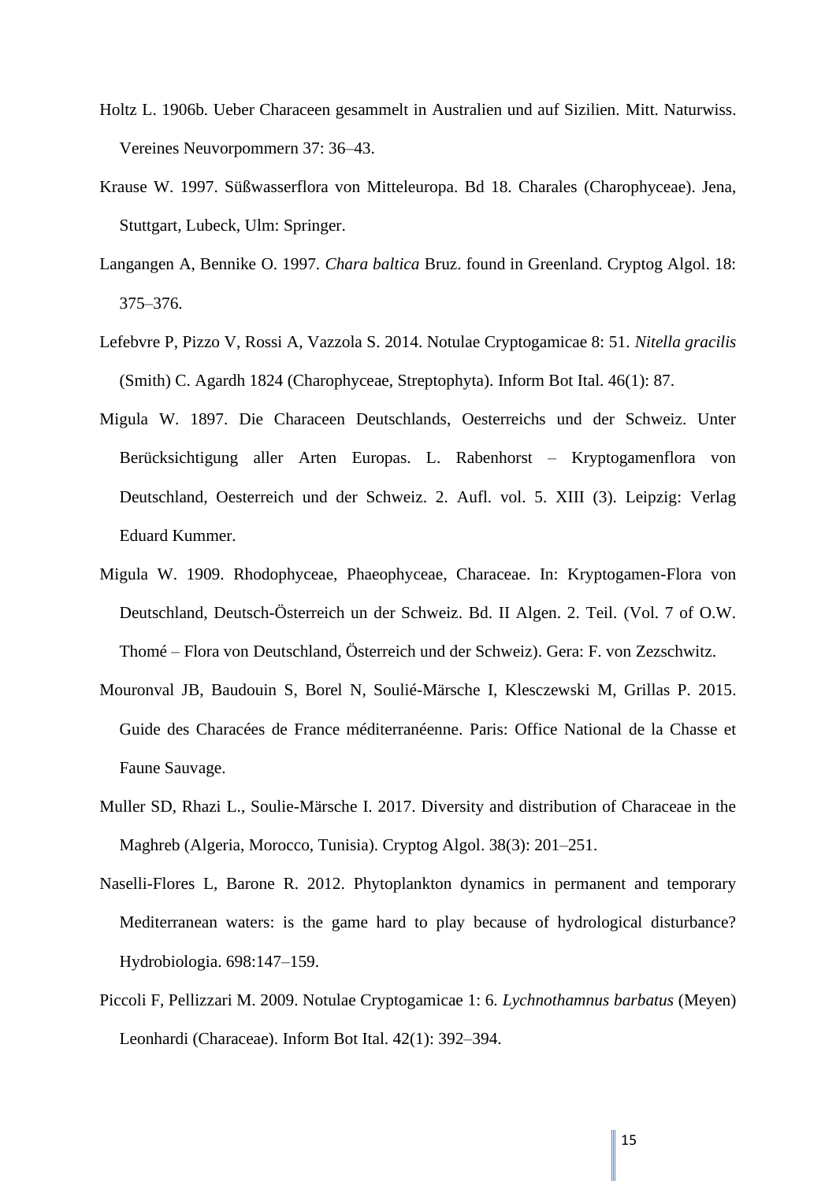Holtz L. 1906b. Ueber Characeen gesammelt in Australien und auf Sizilien. Mitt. Naturwiss. Vereines Neuvorpommern 37: 36–43.

Krause W. 1997. Süßwasserflora von Mitteleuropa. Bd 18. Charales (Charophyceae). Jena, Stuttgart, Lubeck, Ulm: Springer.

Langangen A, Bennike O. 1997. *Chara baltica* Bruz. found in Greenland. Cryptog Algol. 18: 375–376.

Lefebvre P, Pizzo V, Rossi A, Vazzola S. 2014. Notulae Cryptogamicae 8: 51. *Nitella gracilis* (Smith) C. Agardh 1824 (Charophyceae, Streptophyta). Inform Bot Ital. 46(1): 87.

Migula W. 1897. Die Characeen Deutschlands, Oesterreichs und der Schweiz. Unter Berücksichtigung aller Arten Europas. L. Rabenhorst – Kryptogamenflora von Deutschland, Oesterreich und der Schweiz. 2. Aufl. vol. 5. XIII (3). Leipzig: Verlag Eduard Kummer.

Migula W. 1909. Rhodophyceae, Phaeophyceae, Characeae. In: Kryptogamen-Flora von Deutschland, Deutsch-Österreich un der Schweiz. Bd. II Algen. 2. Teil. (Vol. 7 of O.W. Thomé – Flora von Deutschland, Österreich und der Schweiz). Gera: F. von Zezschwitz.

Mouronval JB, Baudouin S, Borel N, Soulié-Märsche I, Klesczewski M, Grillas P. 2015. Guide des Characées de France méditerranéenne. Paris: Office National de la Chasse et Faune Sauvage.

Muller SD, Rhazi L., Soulie-Märsche I. 2017. Diversity and distribution of Characeae in the Maghreb (Algeria, Morocco, Tunisia). Cryptog Algol. 38(3): 201–251.

Naselli-Flores L, Barone R. 2012. Phytoplankton dynamics in permanent and temporary Mediterranean waters: is the game hard to play because of hydrological disturbance? Hydrobiologia. 698:147–159.

Piccoli F, Pellizzari M. 2009. Notulae Cryptogamicae 1: 6. *Lychnothamnus barbatus* (Meyen) Leonhardi (Characeae). Inform Bot Ital. 42(1): 392–394.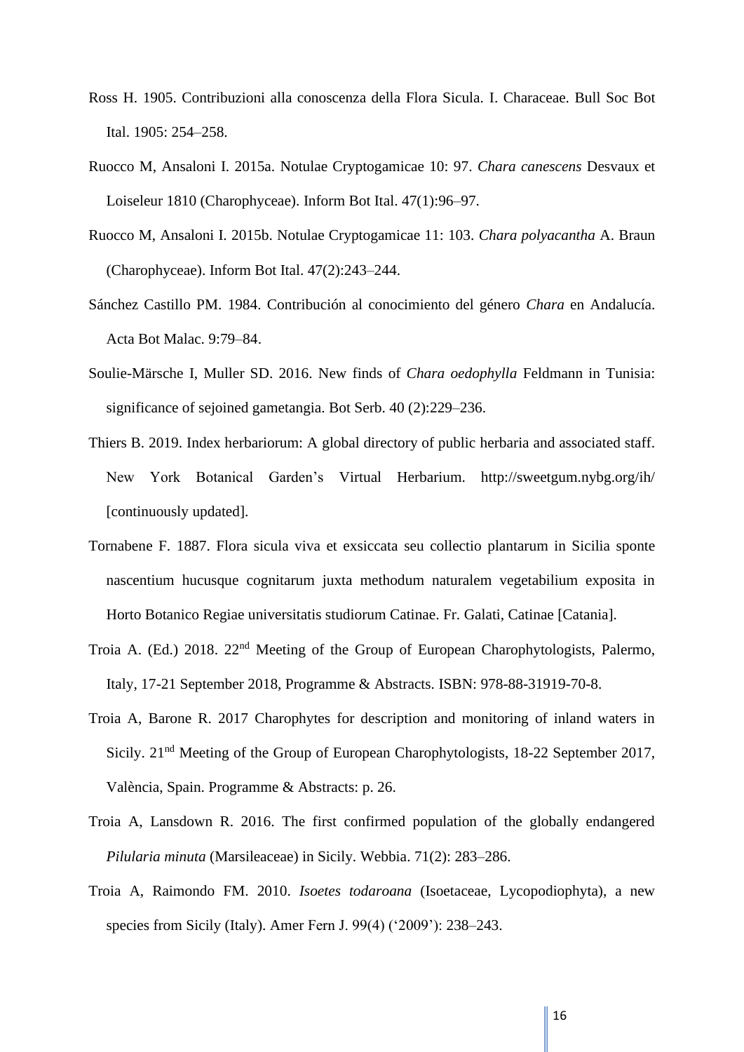Ross H. 1905. Contribuzioni alla conoscenza della Flora Sicula. I. Characeae. Bull Soc Bot Ital. 1905: 254–258.

Ruocco M, Ansaloni I. 2015a. Notulae Cryptogamicae 10: 97. *Chara canescens* Desvaux et Loiseleur 1810 (Charophyceae). Inform Bot Ital. 47(1):96–97.

Ruocco M, Ansaloni I. 2015b. Notulae Cryptogamicae 11: 103. *Chara polyacantha* A. Braun (Charophyceae). Inform Bot Ital. 47(2):243–244.

Sánchez Castillo PM. 1984. Contribución al conocimiento del género *Chara* en Andalucía. Acta Bot Malac. 9:79–84.

Soulie-Märsche I, Muller SD. 2016. New finds of *Chara oedophylla* Feldmann in Tunisia: significance of sejoined gametangia. Bot Serb. 40 (2):229–236.

Thiers B. 2019. Index herbariorum: A global directory of public herbaria and associated staff. New York Botanical Garden's Virtual Herbarium. http://sweetgum.nybg.org/ih/ [continuously updated].

Tornabene F. 1887. Flora sicula viva et exsiccata seu collectio plantarum in Sicilia sponte nascentium hucusque cognitarum juxta methodum naturalem vegetabilium exposita in Horto Botanico Regiae universitatis studiorum Catinae. Fr. Galati, Catinae [Catania].

Troia A. (Ed.) 2018. 22nd Meeting of the Group of European Charophytologists, Palermo, Italy, 17-21 September 2018, Programme & Abstracts. ISBN: 978-88-31919-70-8.

Troia A, Barone R. 2017 Charophytes for description and monitoring of inland waters in Sicily. 21nd Meeting of the Group of European Charophytologists, 18-22 September 2017, València, Spain. Programme & Abstracts: p. 26.

Troia A, Lansdown R. 2016. The first confirmed population of the globally endangered *Pilularia minuta* (Marsileaceae) in Sicily. Webbia. 71(2): 283–286.

Troia A, Raimondo FM. 2010. *Isoetes todaroana* (Isoetaceae, Lycopodiophyta), a new species from Sicily (Italy). Amer Fern J. 99(4) ('2009'): 238–243.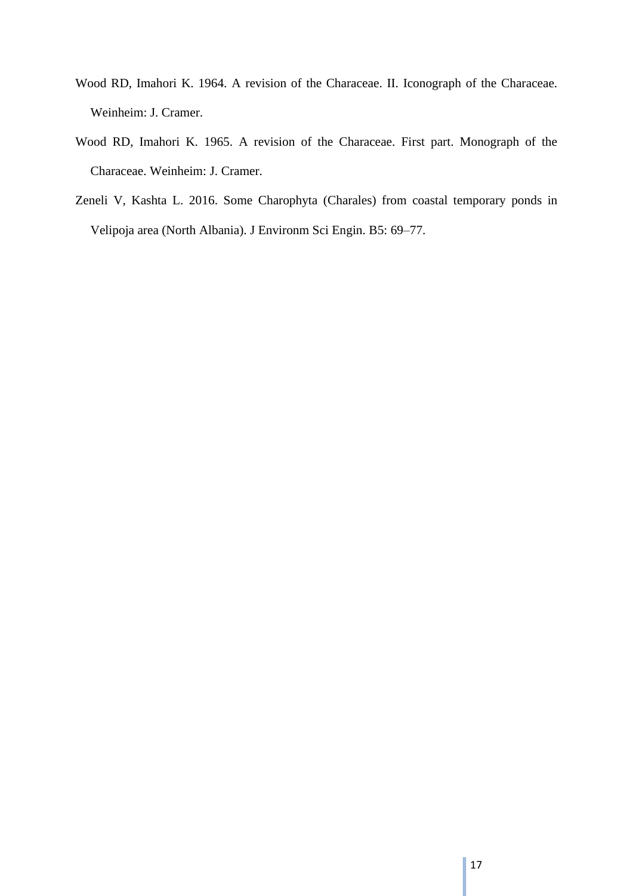Wood RD, Imahori K. 1964. A revision of the Characeae. II. Iconograph of the Characeae. Weinheim: J. Cramer.

Wood RD, Imahori K. 1965. A revision of the Characeae. First part. Monograph of the Characeae. Weinheim: J. Cramer.

Zeneli V, Kashta L. 2016. Some Charophyta (Charales) from coastal temporary ponds in Velipoja area (North Albania). J Environm Sci Engin. B5: 69–77.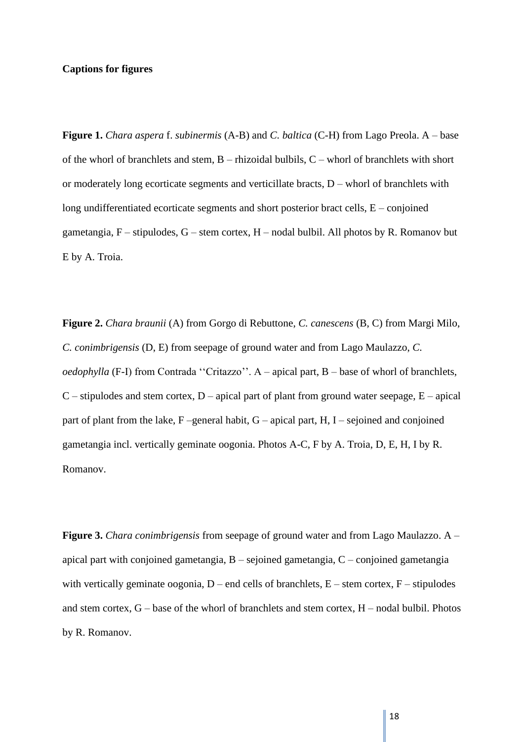**Captions for figures**

**Figure 1.** *Chara aspera* f. *subinermis* (A-B) and *C. baltica* (C-H) from Lago Preola. A – base of the whorl of branchlets and stem, B – rhizoidal bulbils, C – whorl of branchlets with short or moderately long ecorticate segments and verticillate bracts, D – whorl of branchlets with long undifferentiated ecorticate segments and short posterior bract cells, E – conjoined gametangia, F – stipulodes, G – stem cortex, H – nodal bulbil. All photos by R. Romanov but E by A. Troia.

**Figure 2.** *Chara braunii* (A) from Gorgo di Rebuttone, *C. canescens* (B, C) from Margi Milo, *C. conimbrigensis* (D, E) from seepage of ground water and from Lago Maulazzo, *C. oedophylla* (F-I) from Contrada ''Critazzo''. A – apical part, B – base of whorl of branchlets, C – stipulodes and stem cortex, D – apical part of plant from ground water seepage, E – apical part of plant from the lake, F –general habit, G – apical part, H, I – sejoined and conjoined gametangia incl. vertically geminate oogonia. Photos A-C, F by A. Troia, D, E, H, I by R. Romanov.

**Figure 3.** *Chara conimbrigensis* from seepage of ground water and from Lago Maulazzo. A – apical part with conjoined gametangia, B – sejoined gametangia, C – conjoined gametangia with vertically geminate oogonia, D – end cells of branchlets, E – stem cortex, F – stipulodes and stem cortex, G – base of the whorl of branchlets and stem cortex, H – nodal bulbil. Photos by R. Romanov.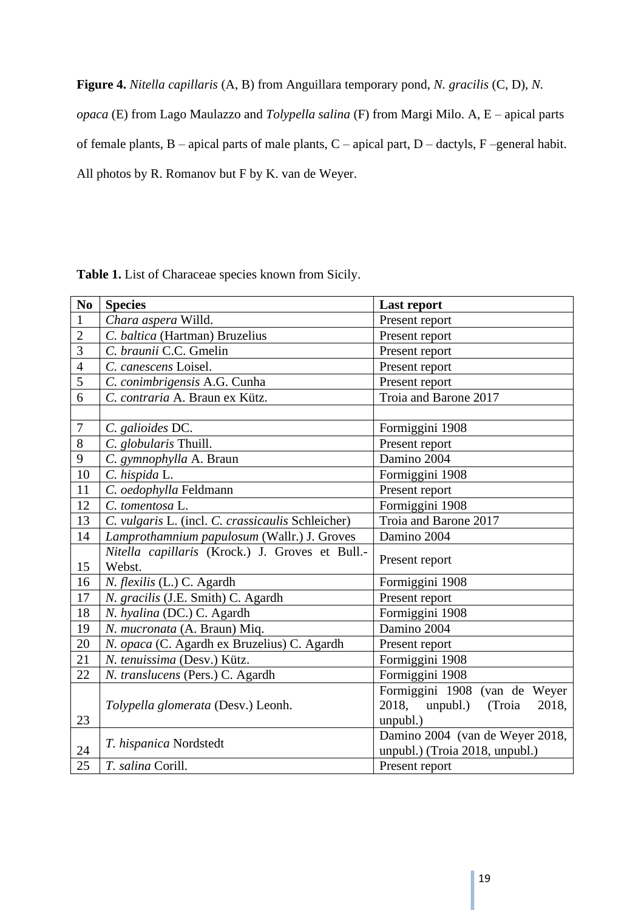**Figure 4.** *Nitella capillaris* (A, B) from Anguillara temporary pond, *N. gracilis* (C, D), *N. opaca* (E) from Lago Maulazzo and *Tolypella salina* (F) from Margi Milo. A, E – apical parts of female plants, B – apical parts of male plants, C – apical part, D – dactyls, F –general habit. All photos by R. Romanov but F by K. van de Weyer.

**Table 1.** List of Characeae species known from Sicily.

| No | Species | Last report |
|---|---|---|
| 1 | *Chara aspera* Willd. | Present report |
| 2 | *C. baltica* (Hartman) Bruzelius | Present report |
| 3 | *C. braunii* C.C. Gmelin | Present report |
| 4 | *C. canescens* Loisel. | Present report |
| 5 | *C. conimbrigensis* A.G. Cunha | Present report |
| 6 | *C. contraria* A. Braun ex Kütz. | Troia and Barone 2017 |
| | | |
| 7 | *C. galioides* DC. | Formiggini 1908 |
| 8 | *C. globularis* Thuill. | Present report |
| 9 | *C. gymnophylla* A. Braun | Damino 2004 |
| 10 | *C. hispida* L. | Formiggini 1908 |
| 11 | *C. oedophylla* Feldmann | Present report |
| 12 | *C. tomentosa* L. | Formiggini 1908 |
| 13 | *C. vulgaris* L. (incl. *C. crassicaulis* Schleicher) | Troia and Barone 2017 |
| 14 | *Lamprothamnium papulosum* (Wallr.) J. Groves | Damino 2004 |
| 15 | *Nitella capillaris* (Krock.) J. Groves et Bull.-Webst. | Present report |
| 16 | *N. flexilis* (L.) C. Agardh | Formiggini 1908 |
| 17 | *N. gracilis* (J.E. Smith) C. Agardh | Present report |
| 18 | *N. hyalina* (DC.) C. Agardh | Formiggini 1908 |
| 19 | *N. mucronata* (A. Braun) Miq. | Damino 2004 |
| 20 | *N. opaca* (C. Agardh ex Bruzelius) C. Agardh | Present report |
| 21 | *N. tenuissima* (Desv.) Kütz. | Formiggini 1908 |
| 22 | *N. translucens* (Pers.) C. Agardh | Formiggini 1908 |
| 23 | *Tolypella glomerata* (Desv.) Leonh. | Formiggini 1908 (van de Weyer 2018, unpubl.) (Troia 2018, unpubl.) |
| 24 | *T. hispanica* Nordstedt | Damino 2004 (van de Weyer 2018, unpubl.) (Troia 2018, unpubl.) |
| 25 | *T. salina* Corill. | Present report |